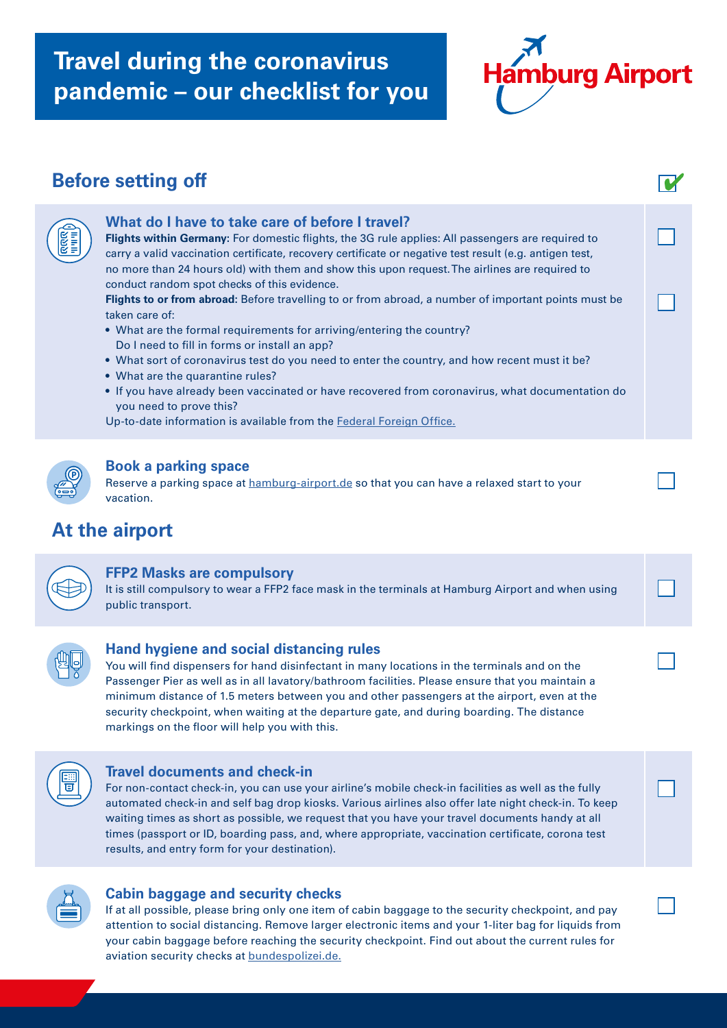# Travel during the coronavirus pandemic – our checklist for you

Hamburg Airport

## Before setting off

### What do I have to take care of before I travel?

**Flights within Germany**: For domestic flights, the 3G rule applies: All passengers are required to carry a valid vaccination certificate, recovery certificate or negative test result (e.g. antigen test, no more than 24 hours old) with them and show this upon request. The airlines are required to conduct random spot checks of this evidence.

**Flights to or from abroad:** Before travelling to or from abroad, a number of important points must be taken care of:

- What are the formal requirements for arriving/entering the country? Do I need to fill in forms or install an app?
- What sort of coronavirus test do you need to enter the country, and how recent must it be?
- What are the quarantine rules?
- If you have already been vaccinated or have recovered from coronavirus, what documentation do you need to prove this?

Up-to-date information is available from the Federal Foreign Office.

### Book a parking space

Reserve a parking space at hamburg-airport.de so that you can have a relaxed start to your vacation.

## At the airport

### FFP2 Masks are compulsory

It is still compulsory to wear a FFP2 face mask in the terminals at Hamburg Airport and when using public transport.

### Hand hygiene and social distancing rules

You will find dispensers for hand disinfectant in many locations in the terminals and on the Passenger Pier as well as in all lavatory/bathroom facilities. Please ensure that you maintain a minimum distance of 1.5 meters between you and other passengers at the airport, even at the security checkpoint, when waiting at the departure gate, and during boarding. The distance markings on the floor will help you with this.

### Travel documents and check-in

For non-contact check-in, you can use your airline's mobile check-in facilities as well as the fully automated check-in and self bag drop kiosks. Various airlines also offer late night check-in. To keep waiting times as short as possible, we request that you have your travel documents handy at all times (passport or ID, boarding pass, and, where appropriate, vaccination certificate, corona test results, and entry form for your destination).

### Cabin baggage and security checks

If at all possible, please bring only one item of cabin baggage to the security checkpoint, and pay attention to social distancing. Remove larger electronic items and your 1-liter bag for liquids from your cabin baggage before reaching the security checkpoint. Find out about the current rules for aviation security checks at bundespolizei.de.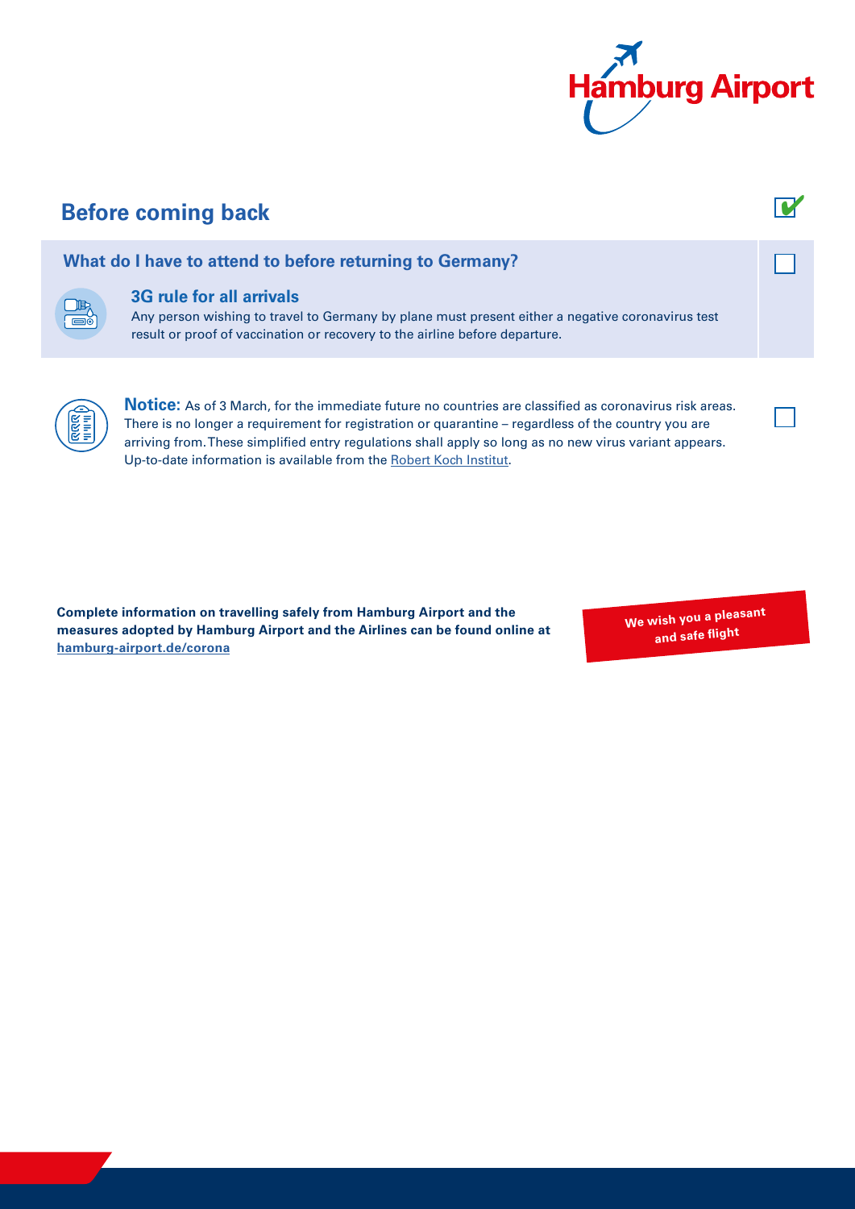## Before coming back

### What do I have to attend to before returning to Germany?

**3G rule for all arrivals**

Any person wishing to travel to Germany by plane must present either a negative coronavirus test result or proof of vaccination or recovery to the airline before departure.

**Notice:** As of 3 March, for the immediate future no countries are classified as coronavirus risk areas. There is no longer a requirement for registration or quarantine – regardless of the country you are arriving from. These simplified entry regulations shall apply so long as no new virus variant appears. Up-to-date information is available from the Robert Koch Institut.

**Complete information on travelling safely from Hamburg Airport and the measures adopted by Hamburg Airport and the Airlines can be found online at hamburg-airport.de/corona**

**We wish you a pleasant and safe flight**